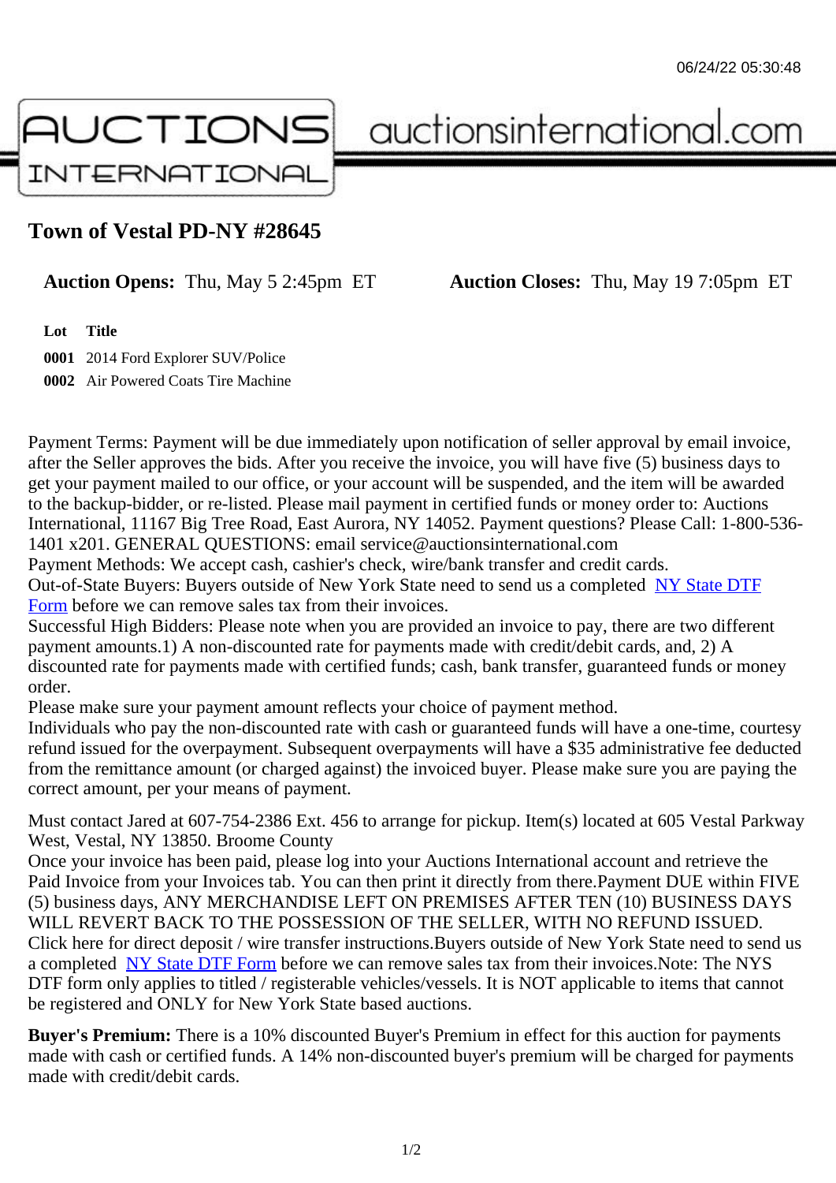06/24/22 05:30:48

AUCTIONS INTERNATIONAL auctionsinternational.com

# Town of Vestal PD-NY #28645

**Auction Opens:** Thu, May 5 2:45pm ET **Auction Closes:** Thu, May 19 7:05pm ET

| Lot | Title |
|---|---|
| 0001 | 2014 Ford Explorer SUV/Police |
| 0002 | Air Powered Coats Tire Machine |

Payment Terms: Payment will be due immediately upon notification of seller approval by email invoice, after the Seller approves the bids. After you receive the invoice, you will have five (5) business days to get your payment mailed to our office, or your account will be suspended, and the item will be awarded to the backup-bidder, or re-listed. Please mail payment in certified funds or money order to: Auctions International, 11167 Big Tree Road, East Aurora, NY 14052. Payment questions? Please Call: 1-800-536-1401 x201. GENERAL QUESTIONS: email service@auctionsinternational.com
Payment Methods: We accept cash, cashier's check, wire/bank transfer and credit cards.
Out-of-State Buyers: Buyers outside of New York State need to send us a completed NY State DTF Form before we can remove sales tax from their invoices.
Successful High Bidders: Please note when you are provided an invoice to pay, there are two different payment amounts.1) A non-discounted rate for payments made with credit/debit cards, and, 2) A discounted rate for payments made with certified funds; cash, bank transfer, guaranteed funds or money order.
Please make sure your payment amount reflects your choice of payment method.
Individuals who pay the non-discounted rate with cash or guaranteed funds will have a one-time, courtesy refund issued for the overpayment. Subsequent overpayments will have a $35 administrative fee deducted from the remittance amount (or charged against) the invoiced buyer. Please make sure you are paying the correct amount, per your means of payment.

Must contact Jared at 607-754-2386 Ext. 456 to arrange for pickup. Item(s) located at 605 Vestal Parkway West, Vestal, NY 13850. Broome County
Once your invoice has been paid, please log into your Auctions International account and retrieve the Paid Invoice from your Invoices tab. You can then print it directly from there.Payment DUE within FIVE (5) business days, ANY MERCHANDISE LEFT ON PREMISES AFTER TEN (10) BUSINESS DAYS WILL REVERT BACK TO THE POSSESSION OF THE SELLER, WITH NO REFUND ISSUED.
Click here for direct deposit / wire transfer instructions.Buyers outside of New York State need to send us a completed NY State DTF Form before we can remove sales tax from their invoices.Note: The NYS DTF form only applies to titled / registerable vehicles/vessels. It is NOT applicable to items that cannot be registered and ONLY for New York State based auctions.

**Buyer's Premium:** There is a 10% discounted Buyer's Premium in effect for this auction for payments made with cash or certified funds. A 14% non-discounted buyer's premium will be charged for payments made with credit/debit cards.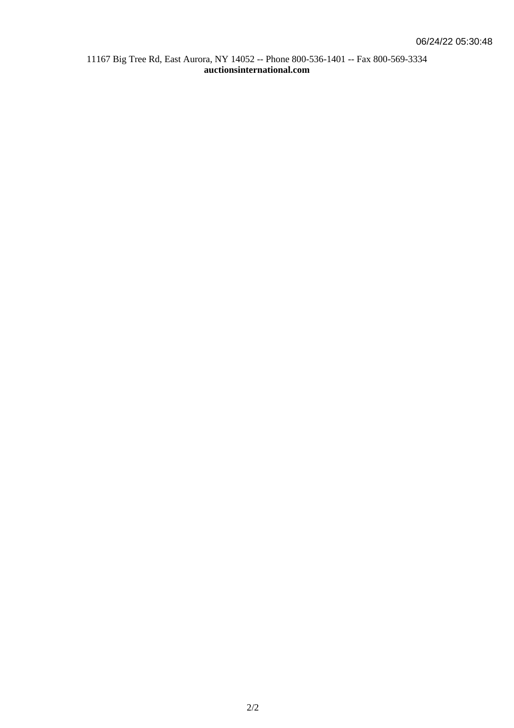11167 Big Tree Rd, East Aurora, NY 14052 -- Phone 800-536-1401 -- Fax 800-569-3334
**auctionsinternational.com**